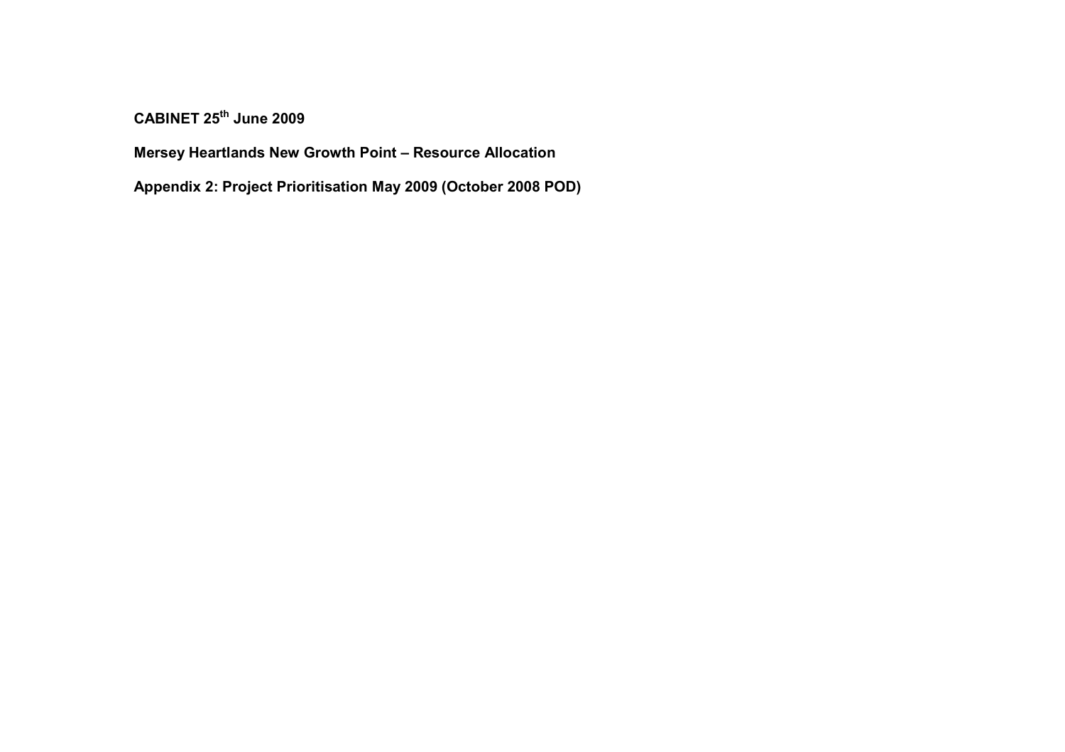**CABINET 25th June 2009**

**Mersey Heartlands New Growth Point – Resource Allocation**

**Appendix 2: Project Prioritisation May 2009 (October 2008 POD)**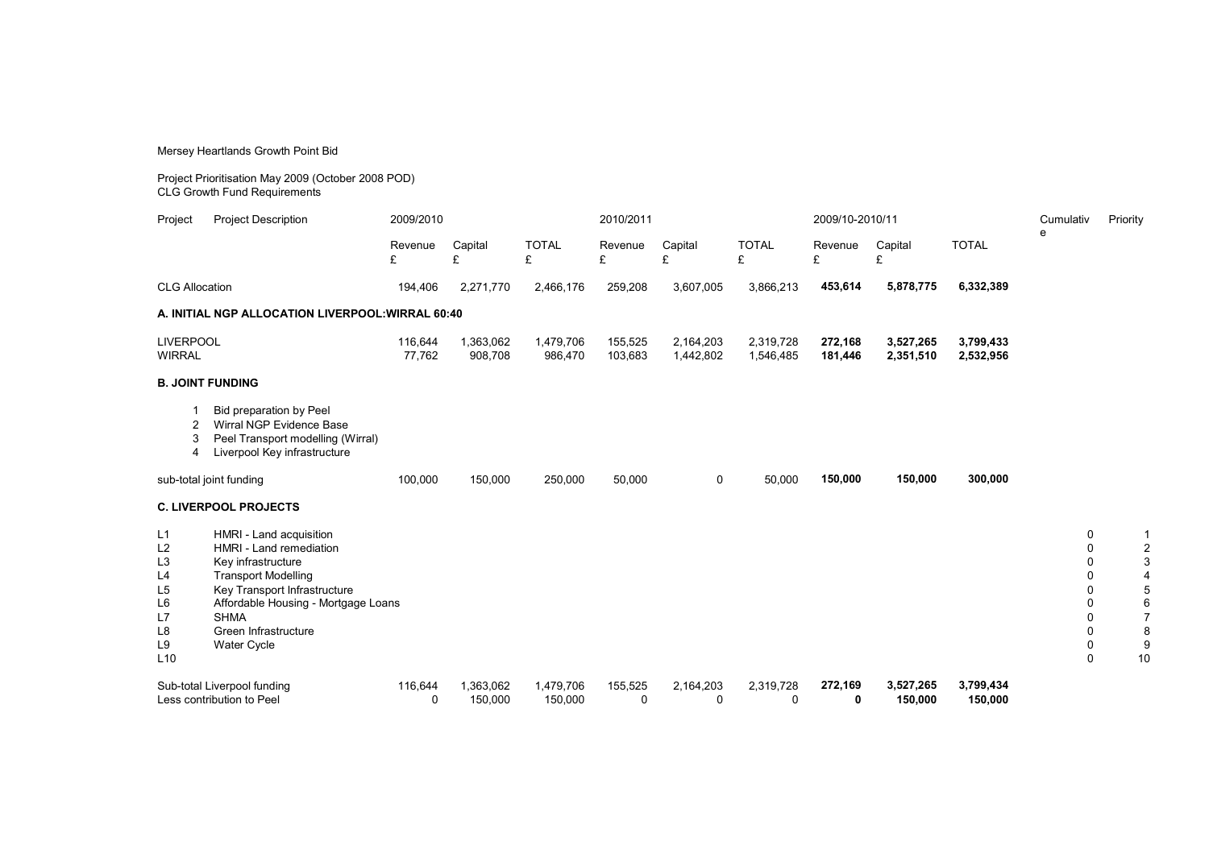Mersey Heartlands Growth Point Bid

Project Prioritisation May 2009 (October 2008 POD)
CLG Growth Fund Requirements

| Project | Project Description | 2009/2010 | | | 2010/2011 | | | 2009/10-2010/11 | | | Cumulative | Priority |
|---|---|---|---|---|---|---|---|---|---|---|---|---|
| | | Revenue £ | Capital £ | TOTAL £ | Revenue £ | Capital £ | TOTAL £ | Revenue £ | Capital £ | TOTAL | | |
| CLG Allocation | | 194,406 | 2,271,770 | 2,466,176 | 259,208 | 3,607,005 | 3,866,213 | **453,614** | **5,878,775** | **6,332,389** | | |
| **A. INITIAL NGP ALLOCATION LIVERPOOL:WIRRAL 60:40** | | | | | | | | | | | | |
| LIVERPOOL | | 116,644 | 1,363,062 | 1,479,706 | 155,525 | 2,164,203 | 2,319,728 | **272,168** | **3,527,265** | **3,799,433** | | |
| WIRRAL | | 77,762 | 908,708 | 986,470 | 103,683 | 1,442,802 | 1,546,485 | **181,446** | **2,351,510** | **2,532,956** | | |
| **B. JOINT FUNDING** | | | | | | | | | | | | |
| 1 | Bid preparation by Peel | | | | | | | | | | | |
| 2 | Wirral NGP Evidence Base | | | | | | | | | | | |
| 3 | Peel Transport modelling (Wirral) | | | | | | | | | | | |
| 4 | Liverpool Key infrastructure | | | | | | | | | | | |
| sub-total joint funding | | 100,000 | 150,000 | 250,000 | 50,000 | 0 | 50,000 | **150,000** | **150,000** | **300,000** | | |
| **C. LIVERPOOL PROJECTS** | | | | | | | | | | | | |
| L1 | HMRI - Land acquisition | | | | | | | | | | 0 | 1 |
| L2 | HMRI - Land remediation | | | | | | | | | | 0 | 2 |
| L3 | Key infrastructure | | | | | | | | | | 0 | 3 |
| L4 | Transport Modelling | | | | | | | | | | 0 | 4 |
| L5 | Key Transport Infrastructure | | | | | | | | | | 0 | 5 |
| L6 | Affordable Housing - Mortgage Loans | | | | | | | | | | 0 | 6 |
| L7 | SHMA | | | | | | | | | | 0 | 7 |
| L8 | Green Infrastructure | | | | | | | | | | 0 | 8 |
| L9 | Water Cycle | | | | | | | | | | 0 | 9 |
| L10 | | | | | | | | | | | 0 | 10 |
| Sub-total Liverpool funding | | 116,644 | 1,363,062 | 1,479,706 | 155,525 | 2,164,203 | 2,319,728 | **272,169** | **3,527,265** | **3,799,434** | | |
| Less contribution to Peel | | 0 | 150,000 | 150,000 | 0 | 0 | 0 | **0** | **150,000** | **150,000** | | |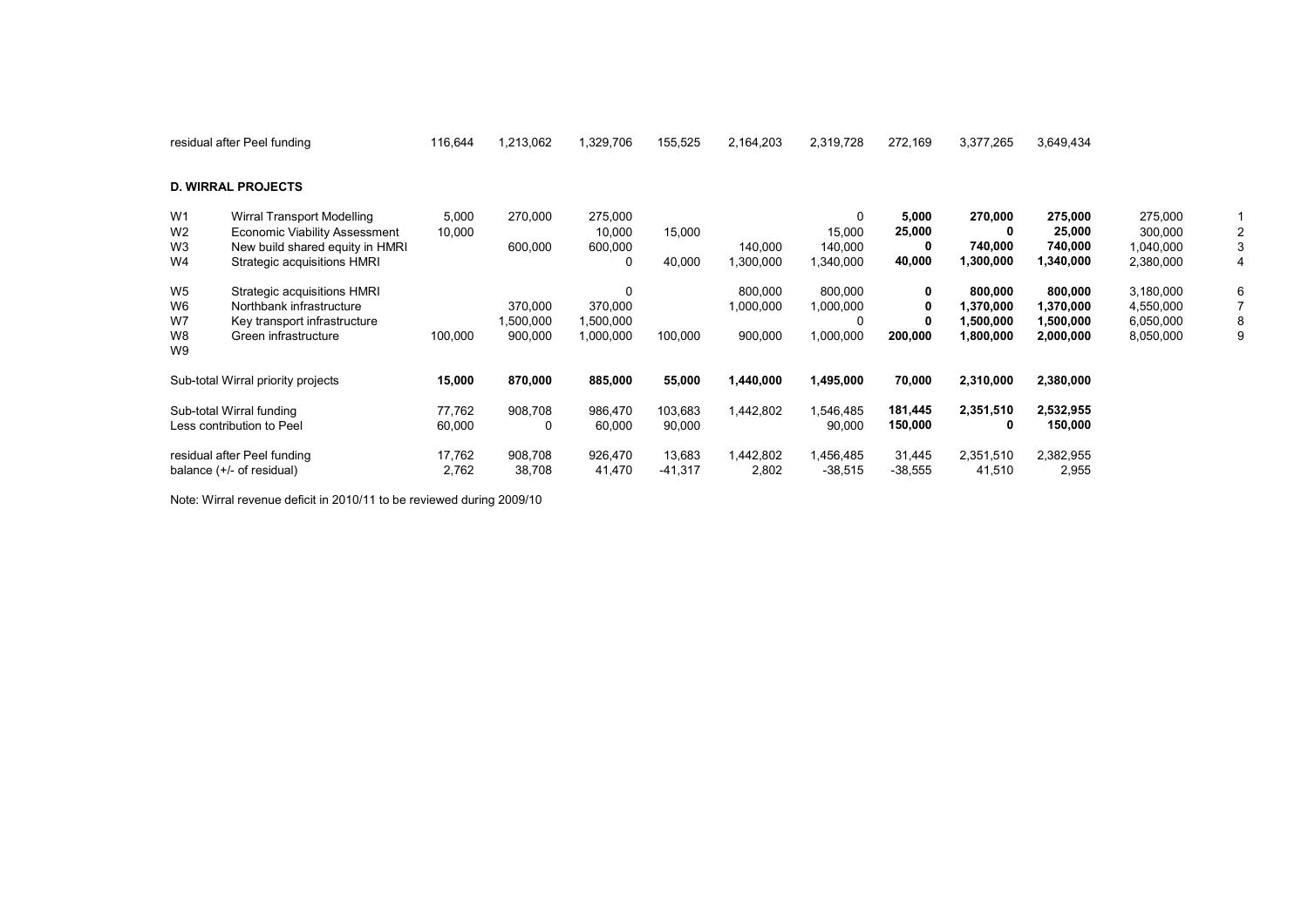| | | | | | | | | | | | | |
|---|---|---|---|---|---|---|---|---|---|---|---|---|
| residual after Peel funding | | 116,644 | 1,213,062 | 1,329,706 | 155,525 | 2,164,203 | 2,319,728 | 272,169 | 3,377,265 | 3,649,434 | | |
| **D. WIRRAL PROJECTS** | | | | | | | | | | | | |
| W1 | Wirral Transport Modelling | 5,000 | 270,000 | 275,000 | | | 0 | **5,000** | **270,000** | **275,000** | 275,000 | 1 |
| W2 | Economic Viability Assessment | 10,000 | | 10,000 | 15,000 | | 15,000 | **25,000** | **0** | **25,000** | 300,000 | 2 |
| W3 | New build shared equity in HMRI | | 600,000 | 600,000 | | 140,000 | 140,000 | **0** | **740,000** | **740,000** | 1,040,000 | 3 |
| W4 | Strategic acquisitions HMRI | | | 0 | 40,000 | 1,300,000 | 1,340,000 | **40,000** | **1,300,000** | **1,340,000** | 2,380,000 | 4 |
| W5 | Strategic acquisitions HMRI | | | 0 | | 800,000 | 800,000 | **0** | **800,000** | **800,000** | 3,180,000 | 6 |
| W6 | Northbank infrastructure | | 370,000 | 370,000 | | 1,000,000 | 1,000,000 | **0** | **1,370,000** | **1,370,000** | 4,550,000 | 7 |
| W7 | Key transport infrastructure | | 1,500,000 | 1,500,000 | | | 0 | **0** | **1,500,000** | **1,500,000** | 6,050,000 | 8 |
| W8 | Green infrastructure | 100,000 | 900,000 | 1,000,000 | 100,000 | 900,000 | 1,000,000 | **200,000** | **1,800,000** | **2,000,000** | 8,050,000 | 9 |
| W9 | | | | | | | | | | | | |
| Sub-total Wirral priority projects | | **15,000** | **870,000** | **885,000** | **55,000** | **1,440,000** | **1,495,000** | **70,000** | **2,310,000** | **2,380,000** | | |
| Sub-total Wirral funding | | 77,762 | 908,708 | 986,470 | 103,683 | 1,442,802 | 1,546,485 | **181,445** | **2,351,510** | **2,532,955** | | |
| Less contribution to Peel | | 60,000 | 0 | 60,000 | 90,000 | | 90,000 | **150,000** | **0** | **150,000** | | |
| residual after Peel funding | | 17,762 | 908,708 | 926,470 | 13,683 | 1,442,802 | 1,456,485 | 31,445 | 2,351,510 | 2,382,955 | | |
| balance (+/- of residual) | | 2,762 | 38,708 | 41,470 | -41,317 | 2,802 | -38,515 | -38,555 | 41,510 | 2,955 | | |

Note: Wirral revenue deficit in 2010/11 to be reviewed during 2009/10